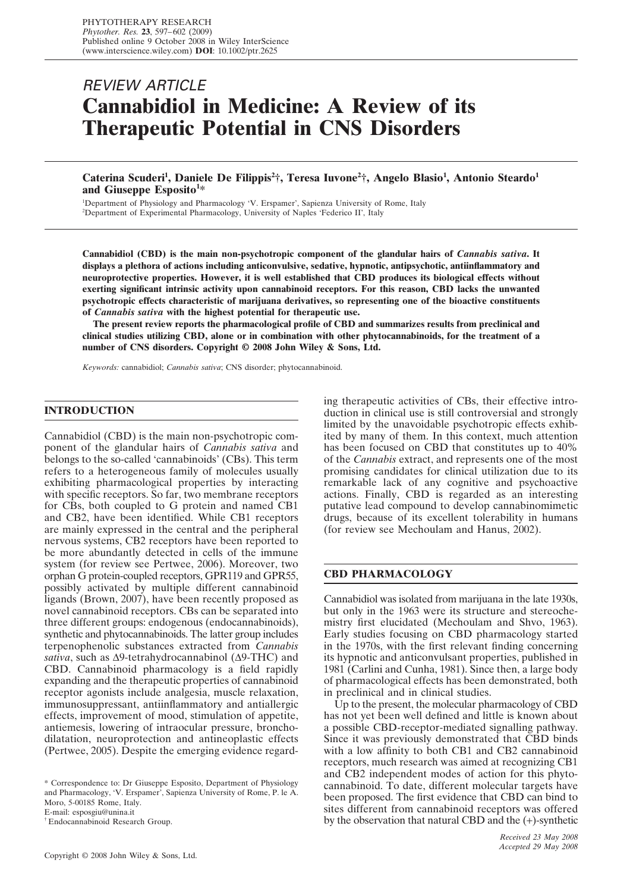*REVIEW ARTICLE*

# Cannabidiol in Medicine: A Review of its Therapeutic Potential in CNS Disorders

**Caterina Scuderi[1], Daniele De Filippis[2]†, Teresa Iuvone[2]†, Angelo Blasio[1], Antonio Steardo[1] and Giuseppe Esposito[1]***

[1]Department of Physiology and Pharmacology 'V. Erspamer', Sapienza University of Rome, Italy
[2]Department of Experimental Pharmacology, University of Naples 'Federico II', Italy

**Cannabidiol (CBD) is the main non-psychotropic component of the glandular hairs of *Cannabis sativa*. It displays a plethora of actions including anticonvulsive, sedative, hypnotic, antipsychotic, antiinflammatory and neuroprotective properties. However, it is well established that CBD produces its biological effects without exerting significant intrinsic activity upon cannabinoid receptors. For this reason, CBD lacks the unwanted psychotropic effects characteristic of marijuana derivatives, so representing one of the bioactive constituents of *Cannabis sativa* with the highest potential for therapeutic use.**

**The present review reports the pharmacological profile of CBD and summarizes results from preclinical and clinical studies utilizing CBD, alone or in combination with other phytocannabinoids, for the treatment of a number of CNS disorders. Copyright © 2008 John Wiley & Sons, Ltd.**

*Keywords:* cannabidiol; *Cannabis sativa*; CNS disorder; phytocannabinoid.

## INTRODUCTION

Cannabidiol (CBD) is the main non-psychotropic component of the glandular hairs of *Cannabis sativa* and belongs to the so-called 'cannabinoids' (CBs). This term refers to a heterogeneous family of molecules usually exhibiting pharmacological properties by interacting with specific receptors. So far, two membrane receptors for CBs, both coupled to G protein and named CB1 and CB2, have been identified. While CB1 receptors are mainly expressed in the central and the peripheral nervous systems, CB2 receptors have been reported to be more abundantly detected in cells of the immune system (for review see Pertwee, 2006). Moreover, two orphan G protein-coupled receptors, GPR119 and GPR55, possibly activated by multiple different cannabinoid ligands (Brown, 2007), have been recently proposed as novel cannabinoid receptors. CBs can be separated into three different groups: endogenous (endocannabinoids), synthetic and phytocannabinoids. The latter group includes terpenophenolic substances extracted from *Cannabis sativa*, such as Δ9-tetrahydrocannabinol (Δ9-THC) and CBD. Cannabinoid pharmacology is a field rapidly expanding and the therapeutic properties of cannabinoid receptor agonists include analgesia, muscle relaxation, immunosuppressant, antiinflammatory and antiallergic effects, improvement of mood, stimulation of appetite, antiemesis, lowering of intraocular pressure, bronchodilatation, neuroprotection and antineoplastic effects (Pertwee, 2005). Despite the emerging evidence regarding therapeutic activities of CBs, their effective introduction in clinical use is still controversial and strongly limited by the unavoidable psychotropic effects exhibited by many of them. In this context, much attention has been focused on CBD that constitutes up to 40% of the *Cannabis* extract, and represents one of the most promising candidates for clinical utilization due to its remarkable lack of any cognitive and psychoactive actions. Finally, CBD is regarded as an interesting putative lead compound to develop cannabinomimetic drugs, because of its excellent tolerability in humans (for review see Mechoulam and Hanus, 2002).

## CBD PHARMACOLOGY

Cannabidiol was isolated from marijuana in the late 1930s, but only in the 1963 were its structure and stereochemistry first elucidated (Mechoulam and Shvo, 1963). Early studies focusing on CBD pharmacology started in the 1970s, with the first relevant finding concerning its hypnotic and anticonvulsant properties, published in 1981 (Carlini and Cunha, 1981). Since then, a large body of pharmacological effects has been demonstrated, both in preclinical and in clinical studies.

Up to the present, the molecular pharmacology of CBD has not yet been well defined and little is known about a possible CBD-receptor-mediated signalling pathway. Since it was previously demonstrated that CBD binds with a low affinity to both CB1 and CB2 cannabinoid receptors, much research was aimed at recognizing CB1 and CB2 independent modes of action for this phytocannabinoid. To date, different molecular targets have been proposed. The first evidence that CBD can bind to sites different from cannabinoid receptors was offered by the observation that natural CBD and the (+)-synthetic

\* Correspondence to: Dr Giuseppe Esposito, Department of Physiology and Pharmacology, 'V. Erspamer', Sapienza University of Rome, P. le A. Moro, 5-00185 Rome, Italy.
E-mail: esposgiu@unina.it
† Endocannabinoid Research Group.

*Received 23 May 2008*
*Accepted 29 May 2008*

Copyright © 2008 John Wiley & Sons, Ltd.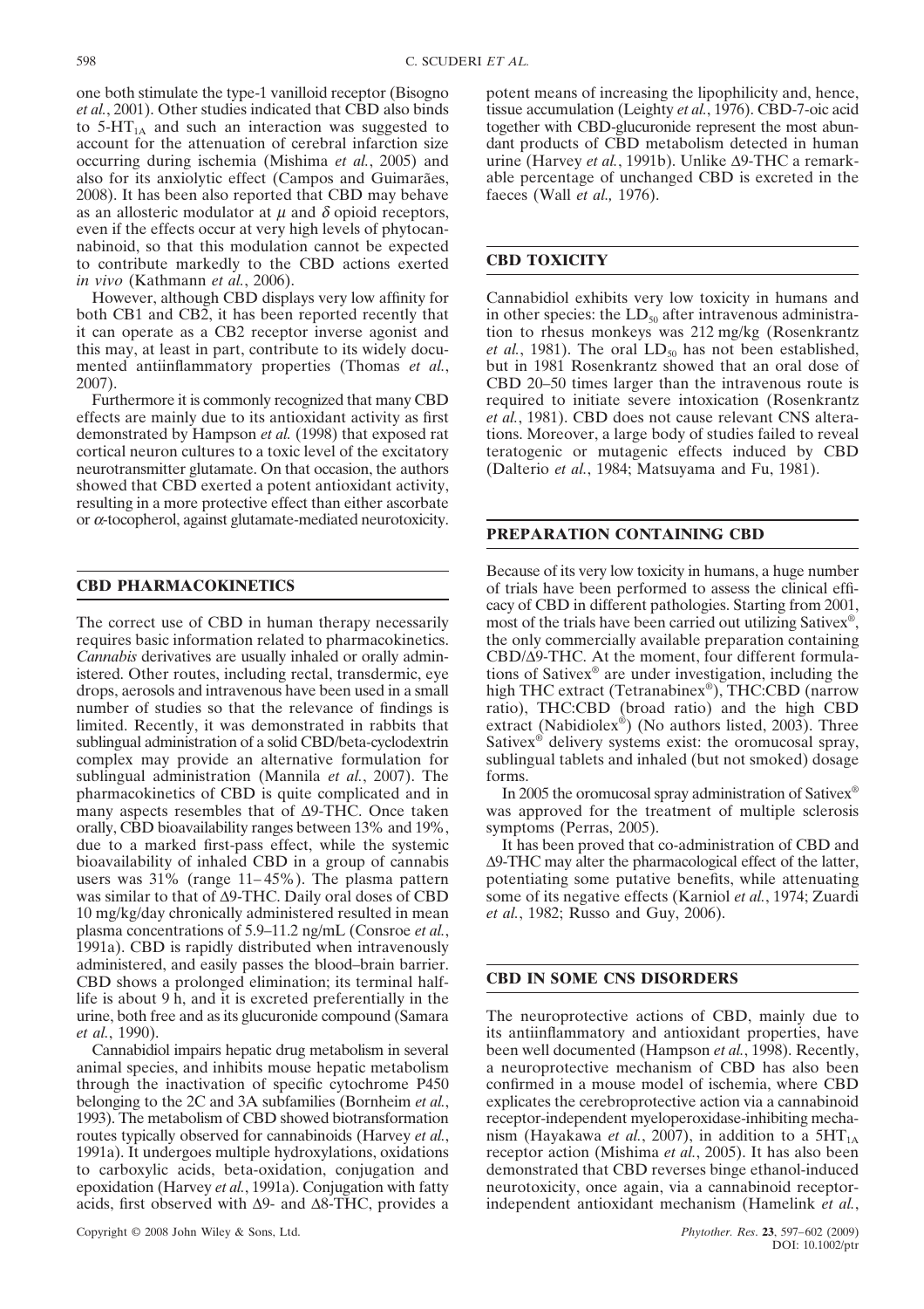one both stimulate the type-1 vanilloid receptor (Bisogno *et al.*, 2001). Other studies indicated that CBD also binds to $5\text{-HT}_{1A}$ and such an interaction was suggested to account for the attenuation of cerebral infarction size occurring during ischemia (Mishima *et al.*, 2005) and also for its anxiolytic effect (Campos and Guimarães, 2008). It has been also reported that CBD may behave as an allosteric modulator at $\mu$ and $\delta$ opioid receptors, even if the effects occur at very high levels of phytocannabinoid, so that this modulation cannot be expected to contribute markedly to the CBD actions exerted *in vivo* (Kathmann *et al.*, 2006).

However, although CBD displays very low affinity for both CB1 and CB2, it has been reported recently that it can operate as a CB2 receptor inverse agonist and this may, at least in part, contribute to its widely documented antiinflammatory properties (Thomas *et al.*, 2007).

Furthermore it is commonly recognized that many CBD effects are mainly due to its antioxidant activity as first demonstrated by Hampson *et al.* (1998) that exposed rat cortical neuron cultures to a toxic level of the excitatory neurotransmitter glutamate. On that occasion, the authors showed that CBD exerted a potent antioxidant activity, resulting in a more protective effect than either ascorbate or $\alpha$-tocopherol, against glutamate-mediated neurotoxicity.

## CBD PHARMACOKINETICS

The correct use of CBD in human therapy necessarily requires basic information related to pharmacokinetics. *Cannabis* derivatives are usually inhaled or orally administered. Other routes, including rectal, transdermic, eye drops, aerosols and intravenous have been used in a small number of studies so that the relevance of findings is limited. Recently, it was demonstrated in rabbits that sublingual administration of a solid CBD/beta-cyclodextrin complex may provide an alternative formulation for sublingual administration (Mannila *et al.*, 2007). The pharmacokinetics of CBD is quite complicated and in many aspects resembles that of Δ9-THC. Once taken orally, CBD bioavailability ranges between 13% and 19%, due to a marked first-pass effect, while the systemic bioavailability of inhaled CBD in a group of cannabis users was 31% (range 11–45%). The plasma pattern was similar to that of Δ9-THC. Daily oral doses of CBD 10 mg/kg/day chronically administered resulted in mean plasma concentrations of 5.9–11.2 ng/mL (Consroe *et al.*, 1991a). CBD is rapidly distributed when intravenously administered, and easily passes the blood–brain barrier. CBD shows a prolonged elimination; its terminal half-life is about 9 h, and it is excreted preferentially in the urine, both free and as its glucuronide compound (Samara *et al.*, 1990).

Cannabidiol impairs hepatic drug metabolism in several animal species, and inhibits mouse hepatic metabolism through the inactivation of specific cytochrome P450 belonging to the 2C and 3A subfamilies (Bornheim *et al.*, 1993). The metabolism of CBD showed biotransformation routes typically observed for cannabinoids (Harvey *et al.*, 1991a). It undergoes multiple hydroxylations, oxidations to carboxylic acids, beta-oxidation, conjugation and epoxidation (Harvey *et al.*, 1991a). Conjugation with fatty acids, first observed with Δ9- and Δ8-THC, provides a potent means of increasing the lipophilicity and, hence, tissue accumulation (Leighty *et al.*, 1976). CBD-7-oic acid together with CBD-glucuronide represent the most abundant products of CBD metabolism detected in human urine (Harvey *et al.*, 1991b). Unlike Δ9-THC a remarkable percentage of unchanged CBD is excreted in the faeces (Wall *et al.,* 1976).

## CBD TOXICITY

Cannabidiol exhibits very low toxicity in humans and in other species: the $LD_{50}$ after intravenous administration to rhesus monkeys was 212 mg/kg (Rosenkrantz *et al.*, 1981). The oral $LD_{50}$ has not been established, but in 1981 Rosenkrantz showed that an oral dose of CBD 20–50 times larger than the intravenous route is required to initiate severe intoxication (Rosenkrantz *et al.*, 1981). CBD does not cause relevant CNS alterations. Moreover, a large body of studies failed to reveal teratogenic or mutagenic effects induced by CBD (Dalterio *et al.*, 1984; Matsuyama and Fu, 1981).

## PREPARATION CONTAINING CBD

Because of its very low toxicity in humans, a huge number of trials have been performed to assess the clinical efficacy of CBD in different pathologies. Starting from 2001, most of the trials have been carried out utilizing Sativex®, the only commercially available preparation containing CBD/Δ9-THC. At the moment, four different formulations of Sativex® are under investigation, including the high THC extract (Tetranabinex®), THC:CBD (narrow ratio), THC:CBD (broad ratio) and the high CBD extract (Nabidiolex®) (No authors listed, 2003). Three Sativex® delivery systems exist: the oromucosal spray, sublingual tablets and inhaled (but not smoked) dosage forms.

In 2005 the oromucosal spray administration of Sativex® was approved for the treatment of multiple sclerosis symptoms (Perras, 2005).

It has been proved that co-administration of CBD and Δ9-THC may alter the pharmacological effect of the latter, potentiating some putative benefits, while attenuating some of its negative effects (Karniol *et al.*, 1974; Zuardi *et al.*, 1982; Russo and Guy, 2006).

## CBD IN SOME CNS DISORDERS

The neuroprotective actions of CBD, mainly due to its antiinflammatory and antioxidant properties, have been well documented (Hampson *et al.*, 1998). Recently, a neuroprotective mechanism of CBD has also been confirmed in a mouse model of ischemia, where CBD explicates the cerebroprotective action via a cannabinoid receptor-independent myeloperoxidase-inhibiting mechanism (Hayakawa *et al.*, 2007), in addition to a $5HT_{1A}$ receptor action (Mishima *et al.*, 2005). It has also been demonstrated that CBD reverses binge ethanol-induced neurotoxicity, once again, via a cannabinoid receptor-independent antioxidant mechanism (Hamelink *et al.*,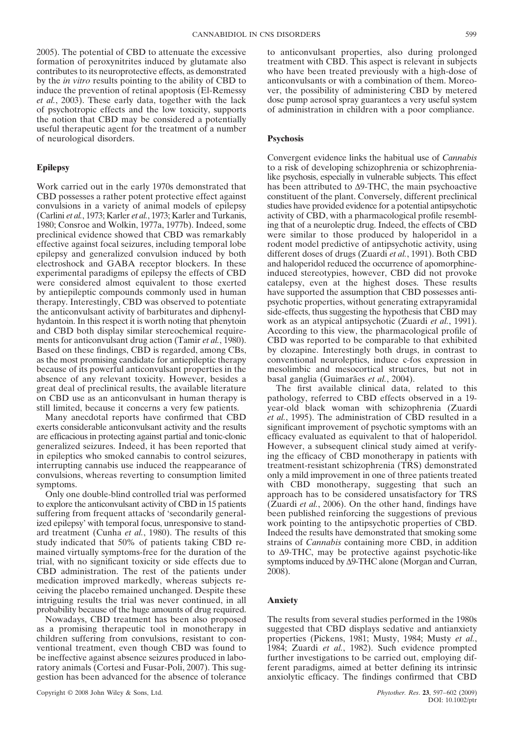2005). The potential of CBD to attenuate the excessive formation of peroxynitrites induced by glutamate also contributes to its neuroprotective effects, as demonstrated by the *in vitro* results pointing to the ability of CBD to induce the prevention of retinal apoptosis (El-Remessy *et al.*, 2003). These early data, together with the lack of psychotropic effects and the low toxicity, supports the notion that CBD may be considered a potentially useful therapeutic agent for the treatment of a number of neurological disorders.

## Epilepsy

Work carried out in the early 1970s demonstrated that CBD possesses a rather potent protective effect against convulsions in a variety of animal models of epilepsy (Carlini *et al.*, 1973; Karler *et al.*, 1973; Karler and Turkanis, 1980; Consroe and Wolkin, 1977a, 1977b). Indeed, some preclinical evidence showed that CBD was remarkably effective against focal seizures, including temporal lobe epilepsy and generalized convulsion induced by both electroshock and GABA receptor blockers. In these experimental paradigms of epilepsy the effects of CBD were considered almost equivalent to those exerted by antiepileptic compounds commonly used in human therapy. Interestingly, CBD was observed to potentiate the anticonvulsant activity of barbiturates and diphenylhydantoin. In this respect it is worth noting that phenytoin and CBD both display similar stereochemical requirements for anticonvulsant drug action (Tamir *et al.*, 1980). Based on these findings, CBD is regarded, among CBs, as the most promising candidate for antiepileptic therapy because of its powerful anticonvulsant properties in the absence of any relevant toxicity. However, besides a great deal of preclinical results, the available literature on CBD use as an anticonvulsant in human therapy is still limited, because it concerns a very few patients.

Many anecdotal reports have confirmed that CBD exerts considerable anticonvulsant activity and the results are efficacious in protecting against partial and tonic-clonic generalized seizures. Indeed, it has been reported that in epileptics who smoked cannabis to control seizures, interrupting cannabis use induced the reappearance of convulsions, whereas reverting to consumption limited symptoms.

Only one double-blind controlled trial was performed to explore the anticonvulsant activity of CBD in 15 patients suffering from frequent attacks of 'secondarily generalized epilepsy' with temporal focus, unresponsive to standard treatment (Cunha *et al.*, 1980). The results of this study indicated that 50% of patients taking CBD remained virtually symptoms-free for the duration of the trial, with no significant toxicity or side effects due to CBD administration. The rest of the patients under medication improved markedly, whereas subjects receiving the placebo remained unchanged. Despite these intriguing results the trial was never continued, in all probability because of the huge amounts of drug required.

Nowadays, CBD treatment has been also proposed as a promising therapeutic tool in monotherapy in children suffering from convulsions, resistant to conventional treatment, even though CBD was found to be ineffective against absence seizures produced in laboratory animals (Cortesi and Fusar-Poli, 2007). This suggestion has been advanced for the absence of tolerance to anticonvulsant properties, also during prolonged treatment with CBD. This aspect is relevant in subjects who have been treated previously with a high-dose of anticonvulsants or with a combination of them. Moreover, the possibility of administering CBD by metered dose pump aerosol spray guarantees a very useful system of administration in children with a poor compliance.

## Psychosis

Convergent evidence links the habitual use of *Cannabis* to a risk of developing schizophrenia or schizophrenia-like psychosis, especially in vulnerable subjects. This effect has been attributed to Δ9-THC, the main psychoactive constituent of the plant. Conversely, different preclinical studies have provided evidence for a potential antipsychotic activity of CBD, with a pharmacological profile resembling that of a neuroleptic drug. Indeed, the effects of CBD were similar to those produced by haloperidol in a rodent model predictive of antipsychotic activity, using different doses of drugs (Zuardi *et al.*, 1991). Both CBD and haloperidol reduced the occurrence of apomorphine-induced stereotypies, however, CBD did not provoke catalepsy, even at the highest doses. These results have supported the assumption that CBD possesses antipsychotic properties, without generating extrapyramidal side-effects, thus suggesting the hypothesis that CBD may work as an atypical antipsychotic (Zuardi *et al.*, 1991). According to this view, the pharmacological profile of CBD was reported to be comparable to that exhibited by clozapine. Interestingly both drugs, in contrast to conventional neuroleptics, induce c-fos expression in mesolimbic and mesocortical structures, but not in basal ganglia (Guimarães *et al.*, 2004).

The first available clinical data, related to this pathology, referred to CBD effects observed in a 19-year-old black woman with schizophrenia (Zuardi *et al.*, 1995). The administration of CBD resulted in a significant improvement of psychotic symptoms with an efficacy evaluated as equivalent to that of haloperidol. However, a subsequent clinical study aimed at verifying the efficacy of CBD monotherapy in patients with treatment-resistant schizophrenia (TRS) demonstrated only a mild improvement in one of three patients treated with CBD monotherapy, suggesting that such an approach has to be considered unsatisfactory for TRS (Zuardi *et al.*, 2006). On the other hand, findings have been published reinforcing the suggestions of previous work pointing to the antipsychotic properties of CBD. Indeed the results have demonstrated that smoking some strains of *Cannabis* containing more CBD, in addition to Δ9-THC, may be protective against psychotic-like symptoms induced by Δ9-THC alone (Morgan and Curran, 2008).

## Anxiety

The results from several studies performed in the 1980s suggested that CBD displays sedative and antianxiety properties (Pickens, 1981; Musty, 1984; Musty *et al.*, 1984; Zuardi *et al.*, 1982). Such evidence prompted further investigations to be carried out, employing different paradigms, aimed at better defining its intrinsic anxiolytic efficacy. The findings confirmed that CBD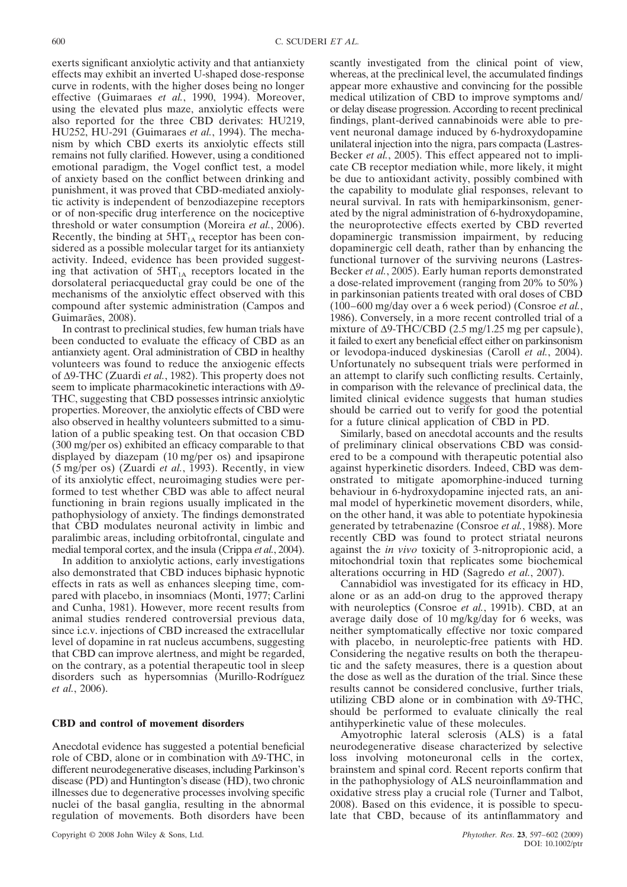exerts significant anxiolytic activity and that antianxiety effects may exhibit an inverted U-shaped dose-response curve in rodents, with the higher doses being no longer effective (Guimaraes *et al.*, 1990, 1994). Moreover, using the elevated plus maze, anxiolytic effects were also reported for the three CBD derivates: HU219, HU252, HU-291 (Guimaraes *et al.*, 1994). The mechanism by which CBD exerts its anxiolytic effects still remains not fully clarified. However, using a conditioned emotional paradigm, the Vogel conflict test, a model of anxiety based on the conflict between drinking and punishment, it was proved that CBD-mediated anxiolytic activity is independent of benzodiazepine receptors or of non-specific drug interference on the nociceptive threshold or water consumption (Moreira *et al.*, 2006). Recently, the binding at $5HT_{1A}$ receptor has been considered as a possible molecular target for its antianxiety activity. Indeed, evidence has been provided suggesting that activation of $5HT_{1A}$ receptors located in the dorsolateral periacqueductal gray could be one of the mechanisms of the anxiolytic effect observed with this compound after systemic administration (Campos and Guimarães, 2008).

In contrast to preclinical studies, few human trials have been conducted to evaluate the efficacy of CBD as an antianxiety agent. Oral administration of CBD in healthy volunteers was found to reduce the anxiogenic effects of Δ9-THC (Zuardi *et al.*, 1982). This property does not seem to implicate pharmacokinetic interactions with Δ9-THC, suggesting that CBD possesses intrinsic anxiolytic properties. Moreover, the anxiolytic effects of CBD were also observed in healthy volunteers submitted to a simulation of a public speaking test. On that occasion CBD (300 mg/per os) exhibited an efficacy comparable to that displayed by diazepam (10 mg/per os) and ipsapirone (5 mg/per os) (Zuardi *et al.*, 1993). Recently, in view of its anxiolytic effect, neuroimaging studies were performed to test whether CBD was able to affect neural functioning in brain regions usually implicated in the pathophysiology of anxiety. The findings demonstrated that CBD modulates neuronal activity in limbic and paralimbic areas, including orbitofrontal, cingulate and medial temporal cortex, and the insula (Crippa *et al.*, 2004).

In addition to anxiolytic actions, early investigations also demonstrated that CBD induces biphasic hypnotic effects in rats as well as enhances sleeping time, compared with placebo, in insomniacs (Monti, 1977; Carlini and Cunha, 1981). However, more recent results from animal studies rendered controversial previous data, since i.c.v. injections of CBD increased the extracellular level of dopamine in rat nucleus accumbens, suggesting that CBD can improve alertness, and might be regarded, on the contrary, as a potential therapeutic tool in sleep disorders such as hypersomnias (Murillo-Rodríguez *et al.*, 2006).

## CBD and control of movement disorders

Anecdotal evidence has suggested a potential beneficial role of CBD, alone or in combination with Δ9-THC, in different neurodegenerative diseases, including Parkinson's disease (PD) and Huntington's disease (HD), two chronic illnesses due to degenerative processes involving specific nuclei of the basal ganglia, resulting in the abnormal regulation of movements. Both disorders have been scantly investigated from the clinical point of view, whereas, at the preclinical level, the accumulated findings appear more exhaustive and convincing for the possible medical utilization of CBD to improve symptoms and/or delay disease progression. According to recent preclinical findings, plant-derived cannabinoids were able to prevent neuronal damage induced by 6-hydroxydopamine unilateral injection into the nigra, pars compacta (Lastres-Becker *et al.*, 2005). This effect appeared not to implicate CB receptor mediation while, more likely, it might be due to antioxidant activity, possibly combined with the capability to modulate glial responses, relevant to neural survival. In rats with hemiparkinsonism, generated by the nigral administration of 6-hydroxydopamine, the neuroprotective effects exerted by CBD reverted dopaminergic transmission impairment, by reducing dopaminergic cell death, rather than by enhancing the functional turnover of the surviving neurons (Lastres-Becker *et al.*, 2005). Early human reports demonstrated a dose-related improvement (ranging from 20% to 50%) in parkinsonian patients treated with oral doses of CBD (100–600 mg/day over a 6 week period) (Consroe *et al.*, 1986). Conversely, in a more recent controlled trial of a mixture of Δ9-THC/CBD (2.5 mg/1.25 mg per capsule), it failed to exert any beneficial effect either on parkinsonism or levodopa-induced dyskinesias (Caroll *et al.*, 2004). Unfortunately no subsequent trials were performed in an attempt to clarify such conflicting results. Certainly, in comparison with the relevance of preclinical data, the limited clinical evidence suggests that human studies should be carried out to verify for good the potential for a future clinical application of CBD in PD.

Similarly, based on anecdotal accounts and the results of preliminary clinical observations CBD was considered to be a compound with therapeutic potential also against hyperkinetic disorders. Indeed, CBD was demonstrated to mitigate apomorphine-induced turning behaviour in 6-hydroxydopamine injected rats, an animal model of hyperkinetic movement disorders, while, on the other hand, it was able to potentiate hypokinesia generated by tetrabenazine (Consroe *et al.*, 1988). More recently CBD was found to protect striatal neurons against the *in vivo* toxicity of 3-nitropropionic acid, a mitochondrial toxin that replicates some biochemical alterations occurring in HD (Sagredo *et al.*, 2007).

Cannabidiol was investigated for its efficacy in HD, alone or as an add-on drug to the approved therapy with neuroleptics (Consroe *et al.*, 1991b). CBD, at an average daily dose of 10 mg/kg/day for 6 weeks, was neither symptomatically effective nor toxic compared with placebo, in neuroleptic-free patients with HD. Considering the negative results on both the therapeutic and the safety measures, there is a question about the dose as well as the duration of the trial. Since these results cannot be considered conclusive, further trials, utilizing CBD alone or in combination with Δ9-THC, should be performed to evaluate clinically the real antihyperkinetic value of these molecules.

Amyotrophic lateral sclerosis (ALS) is a fatal neurodegenerative disease characterized by selective loss involving motoneuronal cells in the cortex, brainstem and spinal cord. Recent reports confirm that in the pathophysiology of ALS neuroinflammation and oxidative stress play a crucial role (Turner and Talbot, 2008). Based on this evidence, it is possible to speculate that CBD, because of its antinflammatory and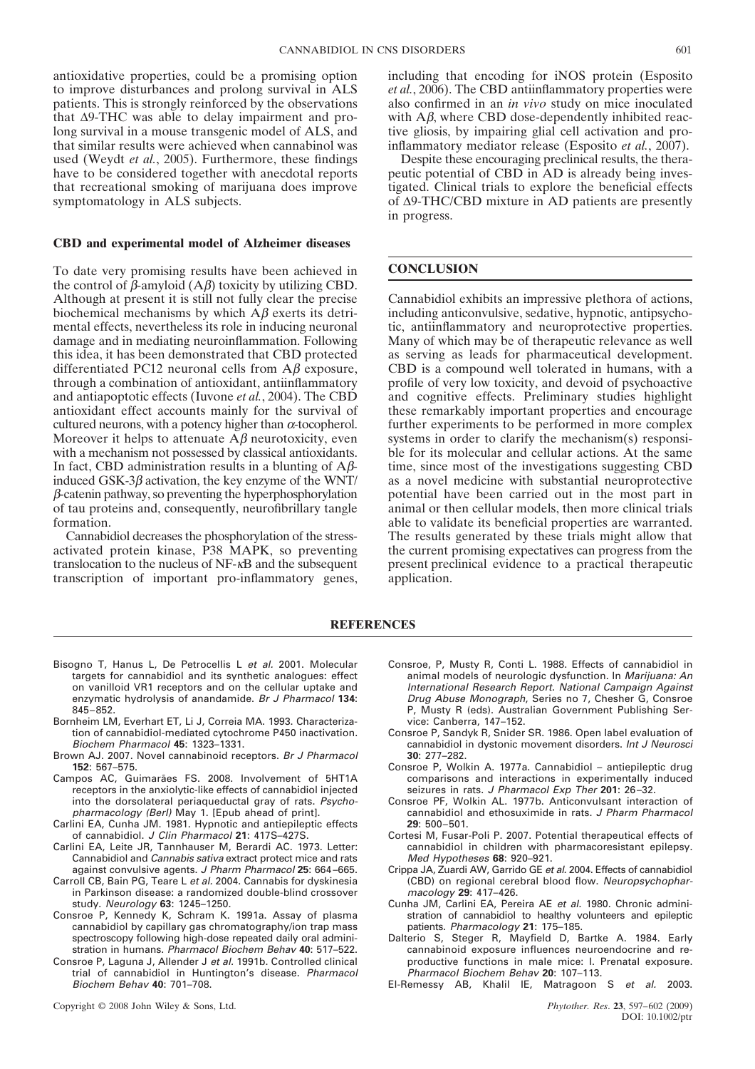antioxidative properties, could be a promising option to improve disturbances and prolong survival in ALS patients. This is strongly reinforced by the observations that Δ9-THC was able to delay impairment and prolong survival in a mouse transgenic model of ALS, and that similar results were achieved when cannabinol was used (Weydt *et al.*, 2005). Furthermore, these findings have to be considered together with anecdotal reports that recreational smoking of marijuana does improve symptomatology in ALS subjects.

### CBD and experimental model of Alzheimer diseases

To date very promising results have been achieved in the control of $\beta$-amyloid (A$\beta$) toxicity by utilizing CBD. Although at present it is still not fully clear the precise biochemical mechanisms by which A$\beta$ exerts its detrimental effects, nevertheless its role in inducing neuronal damage and in mediating neuroinflammation. Following this idea, it has been demonstrated that CBD protected differentiated PC12 neuronal cells from A$\beta$ exposure, through a combination of antioxidant, antiinflammatory and antiapoptotic effects (Iuvone *et al.*, 2004). The CBD antioxidant effect accounts mainly for the survival of cultured neurons, with a potency higher than $\alpha$-tocopherol. Moreover it helps to attenuate A$\beta$ neurotoxicity, even with a mechanism not possessed by classical antioxidants. In fact, CBD administration results in a blunting of A$\beta$-induced GSK-3$\beta$ activation, the key enzyme of the WNT/$\beta$-catenin pathway, so preventing the hyperphosphorylation of tau proteins and, consequently, neurofibrillary tangle formation.

Cannabidiol decreases the phosphorylation of the stress-activated protein kinase, P38 MAPK, so preventing translocation to the nucleus of NF-$\kappa$B and the subsequent transcription of important pro-inflammatory genes, including that encoding for iNOS protein (Esposito *et al.*, 2006). The CBD antiinflammatory properties were also confirmed in an *in vivo* study on mice inoculated with A$\beta$, where CBD dose-dependently inhibited reactive gliosis, by impairing glial cell activation and pro-inflammatory mediator release (Esposito *et al.*, 2007).

Despite these encouraging preclinical results, the therapeutic potential of CBD in AD is already being investigated. Clinical trials to explore the beneficial effects of Δ9-THC/CBD mixture in AD patients are presently in progress.

## CONCLUSION

Cannabidiol exhibits an impressive plethora of actions, including anticonvulsive, sedative, hypnotic, antipsychotic, antiinflammatory and neuroprotective properties. Many of which may be of therapeutic relevance as well as serving as leads for pharmaceutical development. CBD is a compound well tolerated in humans, with a profile of very low toxicity, and devoid of psychoactive and cognitive effects. Preliminary studies highlight these remarkably important properties and encourage further experiments to be performed in more complex systems in order to clarify the mechanism(s) responsible for its molecular and cellular actions. At the same time, since most of the investigations suggesting CBD as a novel medicine with substantial neuroprotective potential have been carried out in the most part in animal or then cellular models, then more clinical trials able to validate its beneficial properties are warranted. The results generated by these trials might allow that the current promising expectatives can progress from the present preclinical evidence to a practical therapeutic application.

## REFERENCES

Bisogno T, Hanus L, De Petrocellis L *et al.* 2001. Molecular targets for cannabidiol and its synthetic analogues: effect on vanilloid VR1 receptors and on the cellular uptake and enzymatic hydrolysis of anandamide. *Br J Pharmacol* **134**: 845–852.

Bornheim LM, Everhart ET, Li J, Correia MA. 1993. Characterization of cannabidiol-mediated cytochrome P450 inactivation. *Biochem Pharmacol* **45**: 1323–1331.

Brown AJ. 2007. Novel cannabinoid receptors. *Br J Pharmacol* **152**: 567–575.

Campos AC, Guimarães FS. 2008. Involvement of 5HT1A receptors in the anxiolytic-like effects of cannabidiol injected into the dorsolateral periaqueductal gray of rats. *Psychopharmacology (Berl)* May 1. [Epub ahead of print].

Carlini EA, Cunha JM. 1981. Hypnotic and antiepileptic effects of cannabidiol. *J Clin Pharmacol* **21**: 417S–427S.

Carlini EA, Leite JR, Tannhauser M, Berardi AC. 1973. Letter: Cannabidiol and *Cannabis sativa* extract protect mice and rats against convulsive agents. *J Pharm Pharmacol* **25**: 664–665.

Carroll CB, Bain PG, Teare L *et al.* 2004. Cannabis for dyskinesia in Parkinson disease: a randomized double-blind crossover study. *Neurology* **63**: 1245–1250.

Consroe P, Kennedy K, Schram K. 1991a. Assay of plasma cannabidiol by capillary gas chromatography/ion trap mass spectroscopy following high-dose repeated daily oral administration in humans. *Pharmacol Biochem Behav* **40**: 517–522.

Consroe P, Laguna J, Allender J *et al.* 1991b. Controlled clinical trial of cannabidiol in Huntington's disease. *Pharmacol Biochem Behav* **40**: 701–708.

Consroe, P, Musty R, Conti L. 1988. Effects of cannabidiol in animal models of neurologic dysfunction. In *Marijuana: An International Research Report. National Campaign Against Drug Abuse Monograph*, Series no 7, Chesher G, Consroe P, Musty R (eds). Australian Government Publishing Service: Canberra, 147–152.

Consroe P, Sandyk R, Snider SR. 1986. Open label evaluation of cannabidiol in dystonic movement disorders. *Int J Neurosci* **30**: 277–282.

Consroe P, Wolkin A. 1977a. Cannabidiol – antiepileptic drug comparisons and interactions in experimentally induced seizures in rats. *J Pharmacol Exp Ther* **201**: 26–32.

Consroe PF, Wolkin AL. 1977b. Anticonvulsant interaction of cannabidiol and ethosuximide in rats. *J Pharm Pharmacol* **29**: 500–501.

Cortesi M, Fusar-Poli P. 2007. Potential therapeutical effects of cannabidiol in children with pharmacoresistant epilepsy. *Med Hypotheses* **68**: 920–921.

Crippa JA, Zuardi AW, Garrido GE *et al.* 2004. Effects of cannabidiol (CBD) on regional cerebral blood flow. *Neuropsychopharmacology* **29**: 417–426.

Cunha JM, Carlini EA, Pereira AE *et al.* 1980. Chronic administration of cannabidiol to healthy volunteers and epileptic patients. *Pharmacology* **21**: 175–185.

Dalterio S, Steger R, Mayfield D, Bartke A. 1984. Early cannabinoid exposure influences neuroendocrine and reproductive functions in male mice: I. Prenatal exposure. *Pharmacol Biochem Behav* **20**: 107–113.

El-Remessy AB, Khalil IE, Matragoon S *et al.* 2003.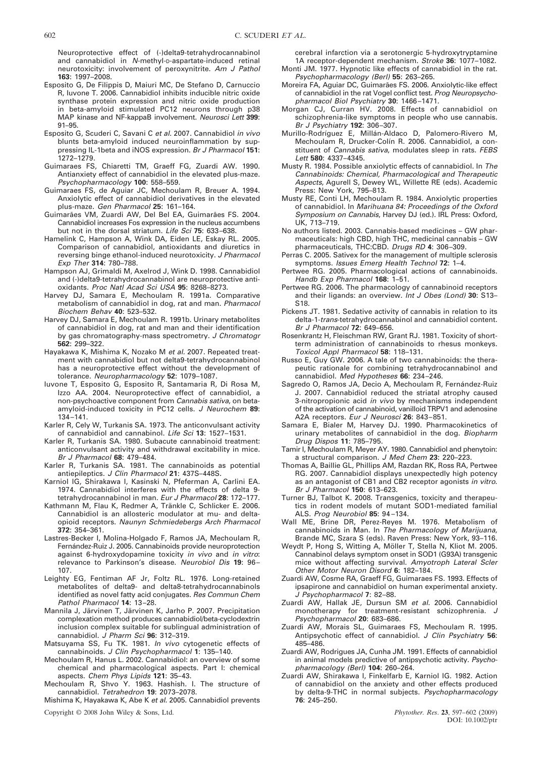Neuroprotective effect of (-)delta9-tetrahydrocannabinol and cannabidiol in *N*-methyl-D-aspartate-induced retinal neurotoxicity: involvement of peroxynitrite. *Am J Pathol* **163**: 1997–2008.

Esposito G, De Filippis D, Maiuri MC, De Stefano D, Carnuccio R, Iuvone T. 2006. Cannabidiol inhibits inducible nitric oxide synthase protein expression and nitric oxide production in beta-amyloid stimulated PC12 neurons through p38 MAP kinase and NF-kappaB involvement. *Neurosci Lett* **399**: 91–95.

Esposito G, Scuderi C, Savani C *et al*. 2007. Cannabidiol *in vivo* blunts beta-amyloid induced neuroinflammation by suppressing IL-1beta and iNOS expression. *Br J Pharmacol* **151**: 1272–1279.

Guimaraes FS, Chiaretti TM, Graeff FG, Zuardi AW. 1990. Antianxiety effect of cannabidiol in the elevated plus-maze. *Psychopharmacology* **100**: 558–559.

Guimaraes FS, de Aguiar JC, Mechoulam R, Breuer A. 1994. Anxiolytic effect of cannabidiol derivatives in the elevated plus-maze. *Gen Pharmacol* **25**: 161–164.

Guimarães VM, Zuardi AW, Del Bel EA, Guimarães FS. 2004. Cannabidiol increases Fos expression in the nucleus accumbens but not in the dorsal striatum. *Life Sci* **75**: 633–638.

Hamelink C, Hampson A, Wink DA, Eiden LE, Eskay RL. 2005. Comparison of cannabidiol, antioxidants and diuretics in reversing binge ethanol-induced neurotoxicity. *J Pharmacol Exp Ther* **314**: 780–788.

Hampson AJ, Grimaldi M, Axelrod J, Wink D. 1998. Cannabidiol and (-)delta9-tetrahydrocannabinol are neuroprotective antioxidants. *Proc Natl Acad Sci USA* **95**: 8268–8273.

Harvey DJ, Samara E, Mechoulam R. 1991a. Comparative metabolism of cannabidiol in dog, rat and man. *Pharmacol Biochem Behav* **40**: 523–532.

Harvey DJ, Samara E, Mechoulam R. 1991b. Urinary metabolites of cannabidiol in dog, rat and man and their identification by gas chromatography-mass spectrometry. *J Chromatogr* **562**: 299–322.

Hayakawa K, Mishima K, Nozako M *et al*. 2007. Repeated treatment with cannabidiol but not delta9-tetrahydrocannabinol has a neuroprotective effect without the development of tolerance. *Neuropharmacology* **52**: 1079–1087.

Iuvone T, Esposito G, Esposito R, Santamaria R, Di Rosa M, Izzo AA. 2004. Neuroprotective effect of cannabidiol, a non-psychoactive component from *Cannabis sativa*, on beta-amyloid-induced toxicity in PC12 cells. *J Neurochem* **89**: 134–141.

Karler R, Cely W, Turkanis SA. 1973. The anticonvulsant activity of cannabidiol and cannabinol. *Life Sci* **13**: 1527–1531.

Karler R, Turkanis SA. 1980. Subacute cannabinoid treatment: anticonvulsant activity and withdrawal excitability in mice. *Br J Pharmacol* **68**: 479–484.

Karler R, Turkanis SA. 1981. The cannabinoids as potential antiepileptics. *J Clin Pharmacol* **21**: 437S–448S.

Karniol IG, Shirakawa I, Kasinski N, Pfeferman A, Carlini EA. 1974. Cannabidiol interferes with the effects of delta 9-tetrahydrocannabinol in man. *Eur J Pharmacol* **28**: 172–177.

Kathmann M, Flau K, Redmer A, Tränkle C, Schlicker E. 2006. Cannabidiol is an allosteric modulator at mu- and delta-opioid receptors. *Naunyn Schmiedebergs Arch Pharmacol* **372**: 354–361.

Lastres-Becker I, Molina-Holgado F, Ramos JA, Mechoulam R, Fernández-Ruiz J. 2005. Cannabinoids provide neuroprotection against 6-hydroxydopamine toxicity *in vivo* and *in vitro*: relevance to Parkinson's disease. *Neurobiol Dis* **19**: 96–107.

Leighty EG, Fentiman AF Jr, Foltz RL. 1976. Long-retained metabolites of delta9- and delta8-tetrahydrocannabinols identified as novel fatty acid conjugates. *Res Commun Chem Pathol Pharmacol* **14**: 13–28.

Mannila J, Järvinen T, Järvinen K, Jarho P. 2007. Precipitation complexation method produces cannabidiol/beta-cyclodextrin inclusion complex suitable for sublingual administration of cannabidiol. *J Pharm Sci* **96**: 312–319.

Matsuyama SS, Fu TK. 1981. *In vivo* cytogenetic effects of cannabinoids. *J Clin Psychopharmacol* **1**: 135–140.

Mechoulam R, Hanus L. 2002. Cannabidiol: an overview of some chemical and pharmacological aspects. Part I: chemical aspects. *Chem Phys Lipids* **121**: 35–43.

Mechoulam R, Shvo Y. 1963. Hashish. I. The structure of cannabidiol. *Tetrahedron* **19**: 2073–2078.

Mishima K, Hayakawa K, Abe K *et al*. 2005. Cannabidiol prevents cerebral infarction via a serotonergic 5-hydroxytryptamine 1A receptor-dependent mechanism. *Stroke* **36**: 1077–1082.

Monti JM. 1977. Hypnotic like effects of cannabidiol in the rat. *Psychopharmacology (Berl)* **55**: 263–265.

Moreira FA, Aguiar DC, Guimarães FS. 2006. Anxiolytic-like effect of cannabidiol in the rat Vogel conflict test. *Prog Neuropsychopharmacol Biol Psychiatry* **30**: 1466–1471.

Morgan CJ, Curran HV. 2008. Effects of cannabidiol on schizophrenia-like symptoms in people who use cannabis. *Br J Psychiatry* **192**: 306–307.

Murillo-Rodríguez E, Millán-Aldaco D, Palomero-Rivero M, Mechoulam R, Drucker-Colín R. 2006. Cannabidiol, a constituent of *Cannabis sativa*, modulates sleep in rats. *FEBS Lett* **580**: 4337–4345.

Musty R. 1984. Possible anxiolytic effects of cannabidiol. In *The Cannabinoids: Chemical, Pharmacological and Therapeutic Aspects*, Agurell S, Dewey WL, Willette RE (eds). Academic Press: New York, 795–813.

Musty RE, Conti LH, Mechoulam R. 1984. Anxiolytic properties of cannabidiol. In *Marihuana 84: Proceedings of the Oxford Symposium on Cannabis*, Harvey DJ (ed.). IRL Press: Oxford, UK, 713–719.

No authors listed. 2003. Cannabis-based medicines – GW pharmaceuticals: high CBD, high THC, medicinal cannabis – GW pharmaceuticals, THC:CBD. *Drugs RD* **4**: 306–309.

Perras C. 2005. Sativex for the management of multiple sclerosis symptoms. *Issues Emerg Health Technol* **72**: 1–4.

Pertwee RG. 2005. Pharmacological actions of cannabinoids. *Handb Exp Pharmacol* **168**: 1–51.

Pertwee RG. 2006. The pharmacology of cannabinoid receptors and their ligands: an overview. *Int J Obes (Lond)* **30**: S13–S18.

Pickens JT. 1981. Sedative activity of cannabis in relation to its delta-1-*trans*-tetrahydrocannabinol and cannabidiol content. *Br J Pharmacol* **72**: 649–656.

Rosenkrantz H, Fleischman RW, Grant RJ. 1981. Toxicity of short-term administration of cannabinoids to rhesus monkeys. *Toxicol Appl Pharmacol* **58**: 118–131.

Russo E, Guy GW. 2006. A tale of two cannabinoids: the therapeutic rationale for combining tetrahydrocannabinol and cannabidiol. *Med Hypotheses* **66**: 234–246.

Sagredo O, Ramos JA, Decio A, Mechoulam R, Fernández-Ruiz J. 2007. Cannabidiol reduced the striatal atrophy caused 3-nitropropionic acid *in vivo* by mechanisms independent of the activation of cannabinoid, vanilloid TRPV1 and adenosine A2A receptors. *Eur J Neurosci* **26**: 843–851.

Samara E, Bialer M, Harvey DJ. 1990. Pharmacokinetics of urinary metabolites of cannabidiol in the dog. *Biopharm Drug Dispos* **11**: 785–795.

Tamir I, Mechoulam R, Meyer AY. 1980. Cannabidiol and phenytoin: a structural comparison. *J Med Chem* **23**: 220–223.

Thomas A, Baillie GL, Phillips AM, Razdan RK, Ross RA, Pertwee RG. 2007. Cannabidiol displays unexpectedly high potency as an antagonist of CB1 and CB2 receptor agonists *in vitro*. *Br J Pharmacol* **150**: 613–623.

Turner BJ, Talbot K. 2008. Transgenics, toxicity and therapeutics in rodent models of mutant SOD1-mediated familial ALS. *Prog Neurobiol* **85**: 94–134.

Wall ME, Brine DR, Perez-Reyes M. 1976. Metabolism of cannabinoids in Man. In *The Pharmacology of Marijuana*, Brande MC, Szara S (eds). Raven Press: New York, 93–116.

Weydt P, Hong S, Witting A, Möller T, Stella N, Kliot M. 2005. Cannabinol delays symptom onset in SOD1 (G93A) transgenic mice without affecting survival. *Amyotroph Lateral Scler Other Motor Neuron Disord* **6**: 182–184.

Zuardi AW, Cosme RA, Graeff FG, Guimaraes FS. 1993. Effects of ipsapirone and cannabidiol on human experimental anxiety. *J Psychopharmacol* **7**: 82–88.

Zuardi AW, Hallak JE, Dursun SM *et al*. 2006. Cannabidiol monotherapy for treatment-resistant schizophrenia. *J Psychopharmacol* **20**: 683–686.

Zuardi AW, Morais SL, Guimaraes FS, Mechoulam R. 1995. Antipsychotic effect of cannabidiol. *J Clin Psychiatry* **56**: 485–486.

Zuardi AW, Rodrigues JA, Cunha JM. 1991. Effects of cannabidiol in animal models predictive of antipsychotic activity. *Psychopharmacology (Berl)* **104**: 260–264.

Zuardi AW, Shirakawa I, Finkelfarb E, Karniol IG. 1982. Action of cannabidiol on the anxiety and other effects produced by delta-9-THC in normal subjects. *Psychopharmacology* **76**: 245–250.